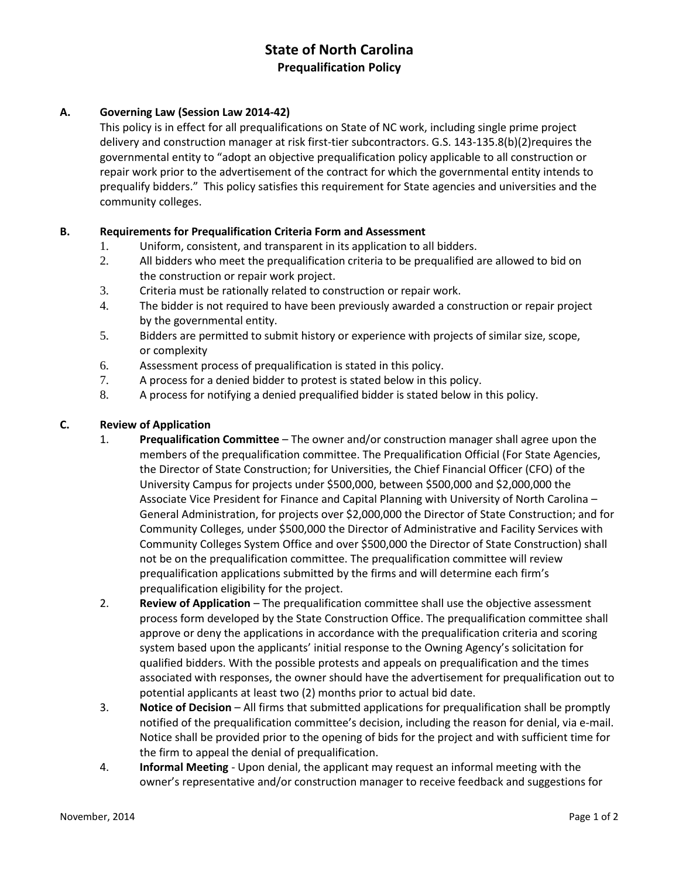# State of North Carolina

## Prequalification Policy

### A. Governing Law (Session Law 2014-42)

This policy is in effect for all prequalifications on State of NC work, including single prime project delivery and construction manager at risk first-tier subcontractors. G.S. 143-135.8(b)(2)requires the governmental entity to "adopt an objective prequalification policy applicable to all construction or repair work prior to the advertisement of the contract for which the governmental entity intends to prequalify bidders." This policy satisfies this requirement for State agencies and universities and the community colleges.

### B. Requirements for Prequalification Criteria Form and Assessment

1. Uniform, consistent, and transparent in its application to all bidders.
2. All bidders who meet the prequalification criteria to be prequalified are allowed to bid on the construction or repair work project.
3. Criteria must be rationally related to construction or repair work.
4. The bidder is not required to have been previously awarded a construction or repair project by the governmental entity.
5. Bidders are permitted to submit history or experience with projects of similar size, scope, or complexity
6. Assessment process of prequalification is stated in this policy.
7. A process for a denied bidder to protest is stated below in this policy.
8. A process for notifying a denied prequalified bidder is stated below in this policy.

### C. Review of Application

1. **Prequalification Committee** – The owner and/or construction manager shall agree upon the members of the prequalification committee. The Prequalification Official (For State Agencies, the Director of State Construction; for Universities, the Chief Financial Officer (CFO) of the University Campus for projects under $500,000, between $500,000 and $2,000,000 the Associate Vice President for Finance and Capital Planning with University of North Carolina – General Administration, for projects over $2,000,000 the Director of State Construction; and for Community Colleges, under $500,000 the Director of Administrative and Facility Services with Community Colleges System Office and over $500,000 the Director of State Construction) shall not be on the prequalification committee. The prequalification committee will review prequalification applications submitted by the firms and will determine each firm's prequalification eligibility for the project.
2. **Review of Application** – The prequalification committee shall use the objective assessment process form developed by the State Construction Office. The prequalification committee shall approve or deny the applications in accordance with the prequalification criteria and scoring system based upon the applicants' initial response to the Owning Agency's solicitation for qualified bidders. With the possible protests and appeals on prequalification and the times associated with responses, the owner should have the advertisement for prequalification out to potential applicants at least two (2) months prior to actual bid date.
3. **Notice of Decision** – All firms that submitted applications for prequalification shall be promptly notified of the prequalification committee's decision, including the reason for denial, via e-mail. Notice shall be provided prior to the opening of bids for the project and with sufficient time for the firm to appeal the denial of prequalification.
4. **Informal Meeting** - Upon denial, the applicant may request an informal meeting with the owner's representative and/or construction manager to receive feedback and suggestions for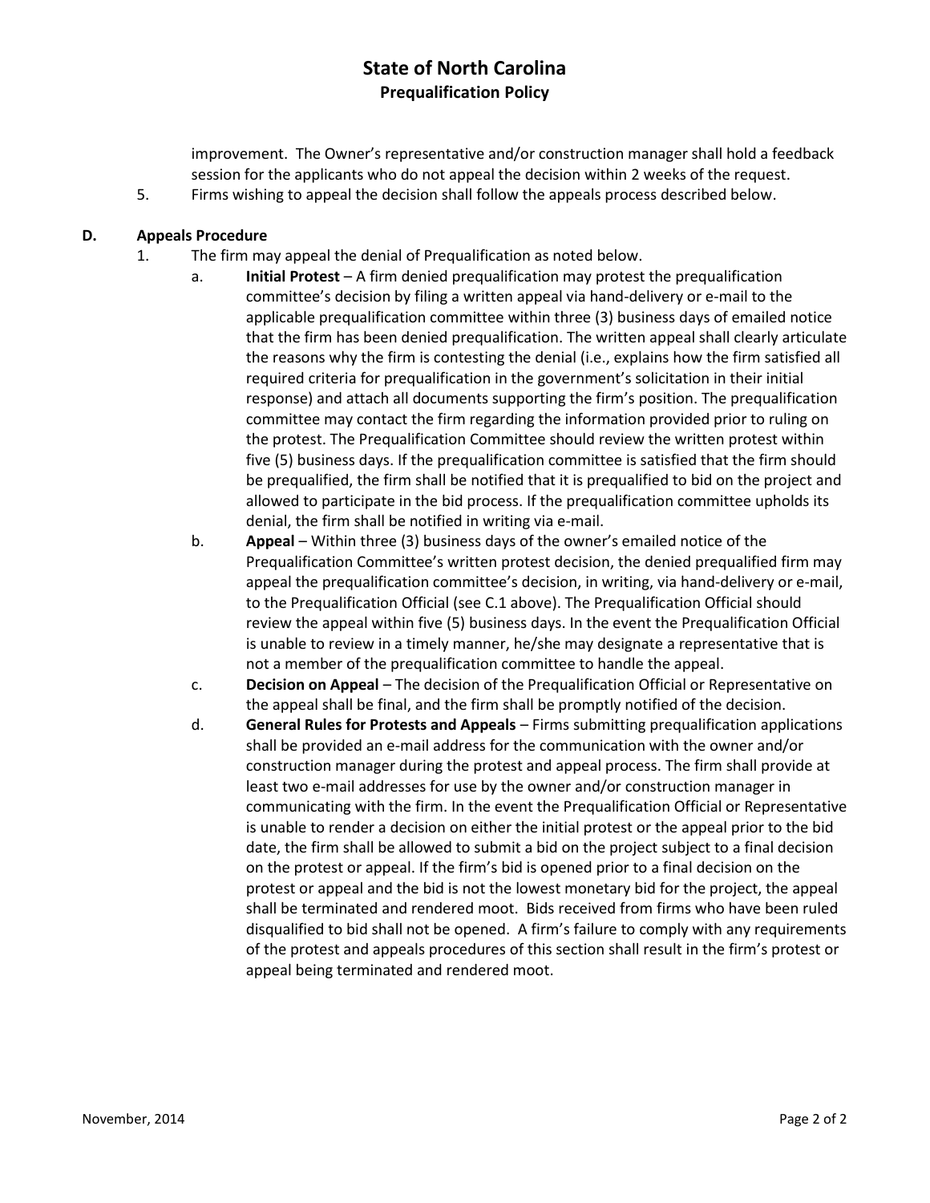improvement. The Owner's representative and/or construction manager shall hold a feedback session for the applicants who do not appeal the decision within 2 weeks of the request.

5. Firms wishing to appeal the decision shall follow the appeals process described below.

## D. Appeals Procedure

1. The firm may appeal the denial of Prequalification as noted below.
   a. **Initial Protest** – A firm denied prequalification may protest the prequalification committee's decision by filing a written appeal via hand-delivery or e-mail to the applicable prequalification committee within three (3) business days of emailed notice that the firm has been denied prequalification. The written appeal shall clearly articulate the reasons why the firm is contesting the denial (i.e., explains how the firm satisfied all required criteria for prequalification in the government's solicitation in their initial response) and attach all documents supporting the firm's position. The prequalification committee may contact the firm regarding the information provided prior to ruling on the protest. The Prequalification Committee should review the written protest within five (5) business days. If the prequalification committee is satisfied that the firm should be prequalified, the firm shall be notified that it is prequalified to bid on the project and allowed to participate in the bid process. If the prequalification committee upholds its denial, the firm shall be notified in writing via e-mail.
   b. **Appeal** – Within three (3) business days of the owner's emailed notice of the Prequalification Committee's written protest decision, the denied prequalified firm may appeal the prequalification committee's decision, in writing, via hand-delivery or e-mail, to the Prequalification Official (see C.1 above). The Prequalification Official should review the appeal within five (5) business days. In the event the Prequalification Official is unable to review in a timely manner, he/she may designate a representative that is not a member of the prequalification committee to handle the appeal.
   c. **Decision on Appeal** – The decision of the Prequalification Official or Representative on the appeal shall be final, and the firm shall be promptly notified of the decision.
   d. **General Rules for Protests and Appeals** – Firms submitting prequalification applications shall be provided an e-mail address for the communication with the owner and/or construction manager during the protest and appeal process. The firm shall provide at least two e-mail addresses for use by the owner and/or construction manager in communicating with the firm. In the event the Prequalification Official or Representative is unable to render a decision on either the initial protest or the appeal prior to the bid date, the firm shall be allowed to submit a bid on the project subject to a final decision on the protest or appeal. If the firm's bid is opened prior to a final decision on the protest or appeal and the bid is not the lowest monetary bid for the project, the appeal shall be terminated and rendered moot. Bids received from firms who have been ruled disqualified to bid shall not be opened. A firm's failure to comply with any requirements of the protest and appeals procedures of this section shall result in the firm's protest or appeal being terminated and rendered moot.